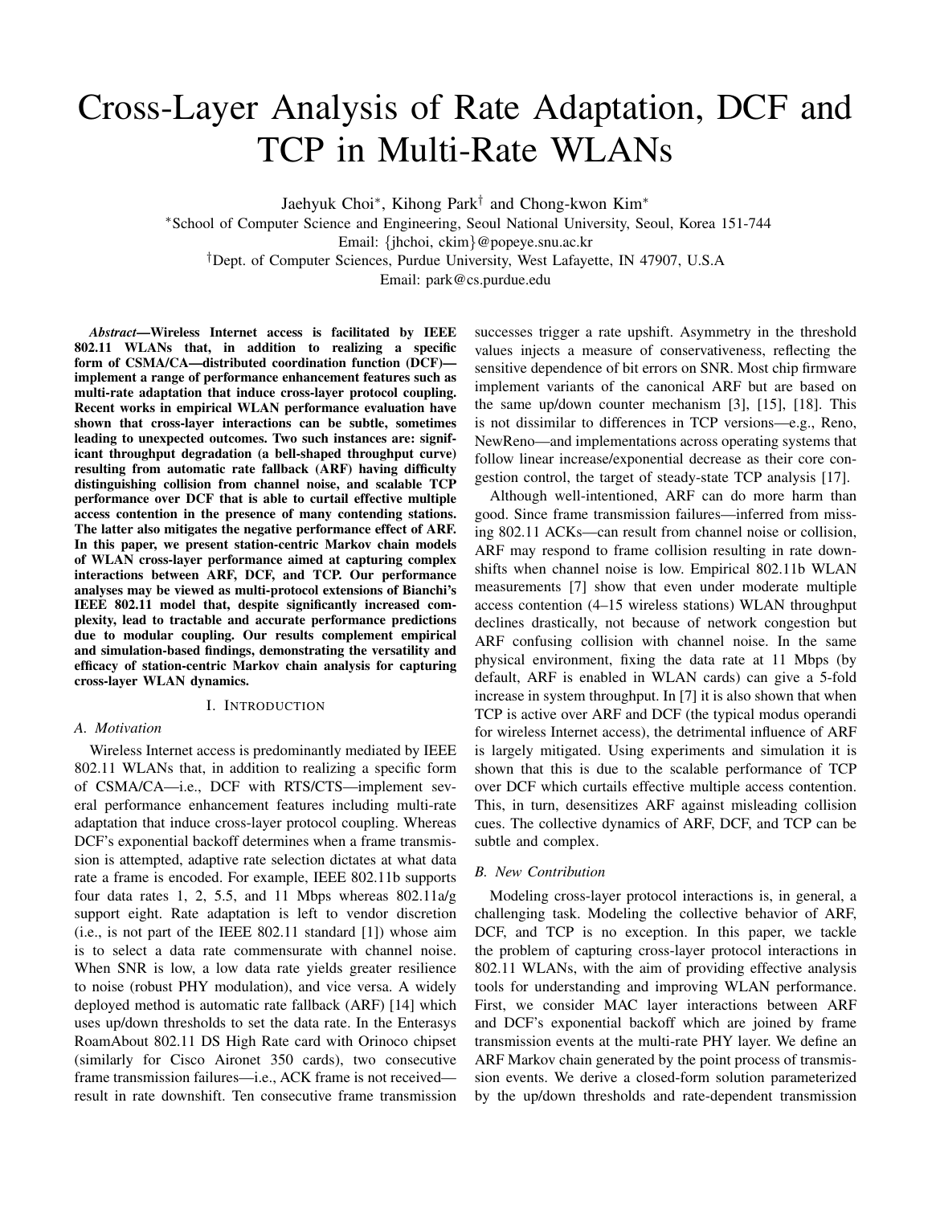# Cross-Layer Analysis of Rate Adaptation, DCF and TCP in Multi-Rate WLANs

Jaehyuk Choi*, Kihong Park† and Chong-kwon Kim*

*School of Computer Science and Engineering, Seoul National University, Seoul, Korea 151-744

Email: {jhchoi, ckim}@popeye.snu.ac.kr

†Dept. of Computer Sciences, Purdue University, West Lafayette, IN 47907, U.S.A

Email: park@cs.purdue.edu

***Abstract*—Wireless Internet access is facilitated by IEEE 802.11 WLANs that, in addition to realizing a specific form of CSMA/CA—distributed coordination function (DCF)—implement a range of performance enhancement features such as multi-rate adaptation that induce cross-layer protocol coupling. Recent works in empirical WLAN performance evaluation have shown that cross-layer interactions can be subtle, sometimes leading to unexpected outcomes. Two such instances are: significant throughput degradation (a bell-shaped throughput curve) resulting from automatic rate fallback (ARF) having difficulty distinguishing collision from channel noise, and scalable TCP performance over DCF that is able to curtail effective multiple access contention in the presence of many contending stations. The latter also mitigates the negative performance effect of ARF. In this paper, we present station-centric Markov chain models of WLAN cross-layer performance aimed at capturing complex interactions between ARF, DCF, and TCP. Our performance analyses may be viewed as multi-protocol extensions of Bianchi's IEEE 802.11 model that, despite significantly increased complexity, lead to tractable and accurate performance predictions due to modular coupling. Our results complement empirical and simulation-based findings, demonstrating the versatility and efficacy of station-centric Markov chain analysis for capturing cross-layer WLAN dynamics.**

## I. Introduction

### A. Motivation

Wireless Internet access is predominantly mediated by IEEE 802.11 WLANs that, in addition to realizing a specific form of CSMA/CA—i.e., DCF with RTS/CTS—implement several performance enhancement features including multi-rate adaptation that induce cross-layer protocol coupling. Whereas DCF's exponential backoff determines when a frame transmission is attempted, adaptive rate selection dictates at what data rate a frame is encoded. For example, IEEE 802.11b supports four data rates 1, 2, 5.5, and 11 Mbps whereas 802.11a/g support eight. Rate adaptation is left to vendor discretion (i.e., is not part of the IEEE 802.11 standard [1]) whose aim is to select a data rate commensurate with channel noise. When SNR is low, a low data rate yields greater resilience to noise (robust PHY modulation), and vice versa. A widely deployed method is automatic rate fallback (ARF) [14] which uses up/down thresholds to set the data rate. In the Enterasys RoamAbout 802.11 DS High Rate card with Orinoco chipset (similarly for Cisco Aironet 350 cards), two consecutive frame transmission failures—i.e., ACK frame is not received—result in rate downshift. Ten consecutive frame transmission successes trigger a rate upshift. Asymmetry in the threshold values injects a measure of conservativeness, reflecting the sensitive dependence of bit errors on SNR. Most chip firmware implement variants of the canonical ARF but are based on the same up/down counter mechanism [3], [15], [18]. This is not dissimilar to differences in TCP versions—e.g., Reno, NewReno—and implementations across operating systems that follow linear increase/exponential decrease as their core congestion control, the target of steady-state TCP analysis [17].

Although well-intentioned, ARF can do more harm than good. Since frame transmission failures—inferred from missing 802.11 ACKs—can result from channel noise or collision, ARF may respond to frame collision resulting in rate downshifts when channel noise is low. Empirical 802.11b WLAN measurements [7] show that even under moderate multiple access contention (4–15 wireless stations) WLAN throughput declines drastically, not because of network congestion but ARF confusing collision with channel noise. In the same physical environment, fixing the data rate at 11 Mbps (by default, ARF is enabled in WLAN cards) can give a 5-fold increase in system throughput. In [7] it is also shown that when TCP is active over ARF and DCF (the typical modus operandi for wireless Internet access), the detrimental influence of ARF is largely mitigated. Using experiments and simulation it is shown that this is due to the scalable performance of TCP over DCF which curtails effective multiple access contention. This, in turn, desensitizes ARF against misleading collision cues. The collective dynamics of ARF, DCF, and TCP can be subtle and complex.

### B. New Contribution

Modeling cross-layer protocol interactions is, in general, a challenging task. Modeling the collective behavior of ARF, DCF, and TCP is no exception. In this paper, we tackle the problem of capturing cross-layer protocol interactions in 802.11 WLANs, with the aim of providing effective analysis tools for understanding and improving WLAN performance. First, we consider MAC layer interactions between ARF and DCF's exponential backoff which are joined by frame transmission events at the multi-rate PHY layer. We define an ARF Markov chain generated by the point process of transmission events. We derive a closed-form solution parameterized by the up/down thresholds and rate-dependent transmission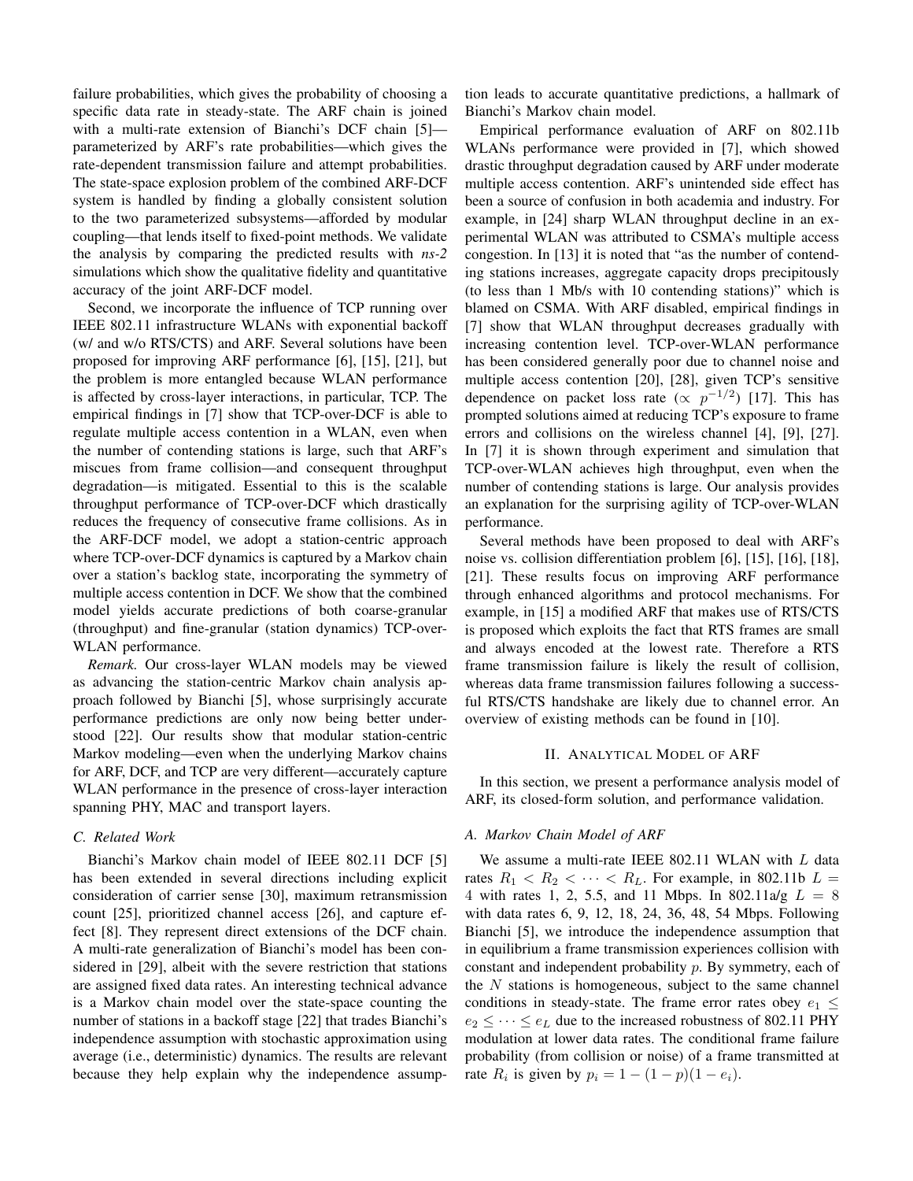failure probabilities, which gives the probability of choosing a specific data rate in steady-state. The ARF chain is joined with a multi-rate extension of Bianchi's DCF chain [5]—parameterized by ARF's rate probabilities—which gives the rate-dependent transmission failure and attempt probabilities. The state-space explosion problem of the combined ARF-DCF system is handled by finding a globally consistent solution to the two parameterized subsystems—afforded by modular coupling—that lends itself to fixed-point methods. We validate the analysis by comparing the predicted results with *ns-2* simulations which show the qualitative fidelity and quantitative accuracy of the joint ARF-DCF model.

Second, we incorporate the influence of TCP running over IEEE 802.11 infrastructure WLANs with exponential backoff (w/ and w/o RTS/CTS) and ARF. Several solutions have been proposed for improving ARF performance [6], [15], [21], but the problem is more entangled because WLAN performance is affected by cross-layer interactions, in particular, TCP. The empirical findings in [7] show that TCP-over-DCF is able to regulate multiple access contention in a WLAN, even when the number of contending stations is large, such that ARF's miscues from frame collision—and consequent throughput degradation—is mitigated. Essential to this is the scalable throughput performance of TCP-over-DCF which drastically reduces the frequency of consecutive frame collisions. As in the ARF-DCF model, we adopt a station-centric approach where TCP-over-DCF dynamics is captured by a Markov chain over a station's backlog state, incorporating the symmetry of multiple access contention in DCF. We show that the combined model yields accurate predictions of both coarse-granular (throughput) and fine-granular (station dynamics) TCP-over-WLAN performance.

*Remark.* Our cross-layer WLAN models may be viewed as advancing the station-centric Markov chain analysis approach followed by Bianchi [5], whose surprisingly accurate performance predictions are only now being better understood [22]. Our results show that modular station-centric Markov modeling—even when the underlying Markov chains for ARF, DCF, and TCP are very different—accurately capture WLAN performance in the presence of cross-layer interaction spanning PHY, MAC and transport layers.

### C. Related Work

Bianchi's Markov chain model of IEEE 802.11 DCF [5] has been extended in several directions including explicit consideration of carrier sense [30], maximum retransmission count [25], prioritized channel access [26], and capture effect [8]. They represent direct extensions of the DCF chain. A multi-rate generalization of Bianchi's model has been considered in [29], albeit with the severe restriction that stations are assigned fixed data rates. An interesting technical advance is a Markov chain model over the state-space counting the number of stations in a backoff stage [22] that trades Bianchi's independence assumption with stochastic approximation using average (i.e., deterministic) dynamics. The results are relevant because they help explain why the independence assumption leads to accurate quantitative predictions, a hallmark of Bianchi's Markov chain model.

Empirical performance evaluation of ARF on 802.11b WLANs performance were provided in [7], which showed drastic throughput degradation caused by ARF under moderate multiple access contention. ARF's unintended side effect has been a source of confusion in both academia and industry. For example, in [24] sharp WLAN throughput decline in an experimental WLAN was attributed to CSMA's multiple access congestion. In [13] it is noted that "as the number of contending stations increases, aggregate capacity drops precipitously (to less than 1 Mb/s with 10 contending stations)" which is blamed on CSMA. With ARF disabled, empirical findings in [7] show that WLAN throughput decreases gradually with increasing contention level. TCP-over-WLAN performance has been considered generally poor due to channel noise and multiple access contention [20], [28], given TCP's sensitive dependence on packet loss rate ($\propto p^{-1/2}$) [17]. This has prompted solutions aimed at reducing TCP's exposure to frame errors and collisions on the wireless channel [4], [9], [27]. In [7] it is shown through experiment and simulation that TCP-over-WLAN achieves high throughput, even when the number of contending stations is large. Our analysis provides an explanation for the surprising agility of TCP-over-WLAN performance.

Several methods have been proposed to deal with ARF's noise vs. collision differentiation problem [6], [15], [16], [18], [21]. These results focus on improving ARF performance through enhanced algorithms and protocol mechanisms. For example, in [15] a modified ARF that makes use of RTS/CTS is proposed which exploits the fact that RTS frames are small and always encoded at the lowest rate. Therefore a RTS frame transmission failure is likely the result of collision, whereas data frame transmission failures following a successful RTS/CTS handshake are likely due to channel error. An overview of existing methods can be found in [10].

## II. Analytical Model of ARF

In this section, we present a performance analysis model of ARF, its closed-form solution, and performance validation.

### A. Markov Chain Model of ARF

We assume a multi-rate IEEE 802.11 WLAN with $L$ data rates $R_1 < R_2 < \cdots < R_L$. For example, in 802.11b $L = 4$ with rates 1, 2, 5.5, and 11 Mbps. In 802.11a/g $L = 8$ with data rates 6, 9, 12, 18, 24, 36, 48, 54 Mbps. Following Bianchi [5], we introduce the independence assumption that in equilibrium a frame transmission experiences collision with constant and independent probability $p$. By symmetry, each of the $N$ stations is homogeneous, subject to the same channel conditions in steady-state. The frame error rates obey $e_1 \leq e_2 \leq \cdots \leq e_L$ due to the increased robustness of 802.11 PHY modulation at lower data rates. The conditional frame failure probability (from collision or noise) of a frame transmitted at rate $R_i$ is given by $p_i = 1 - (1 - p)(1 - e_i)$.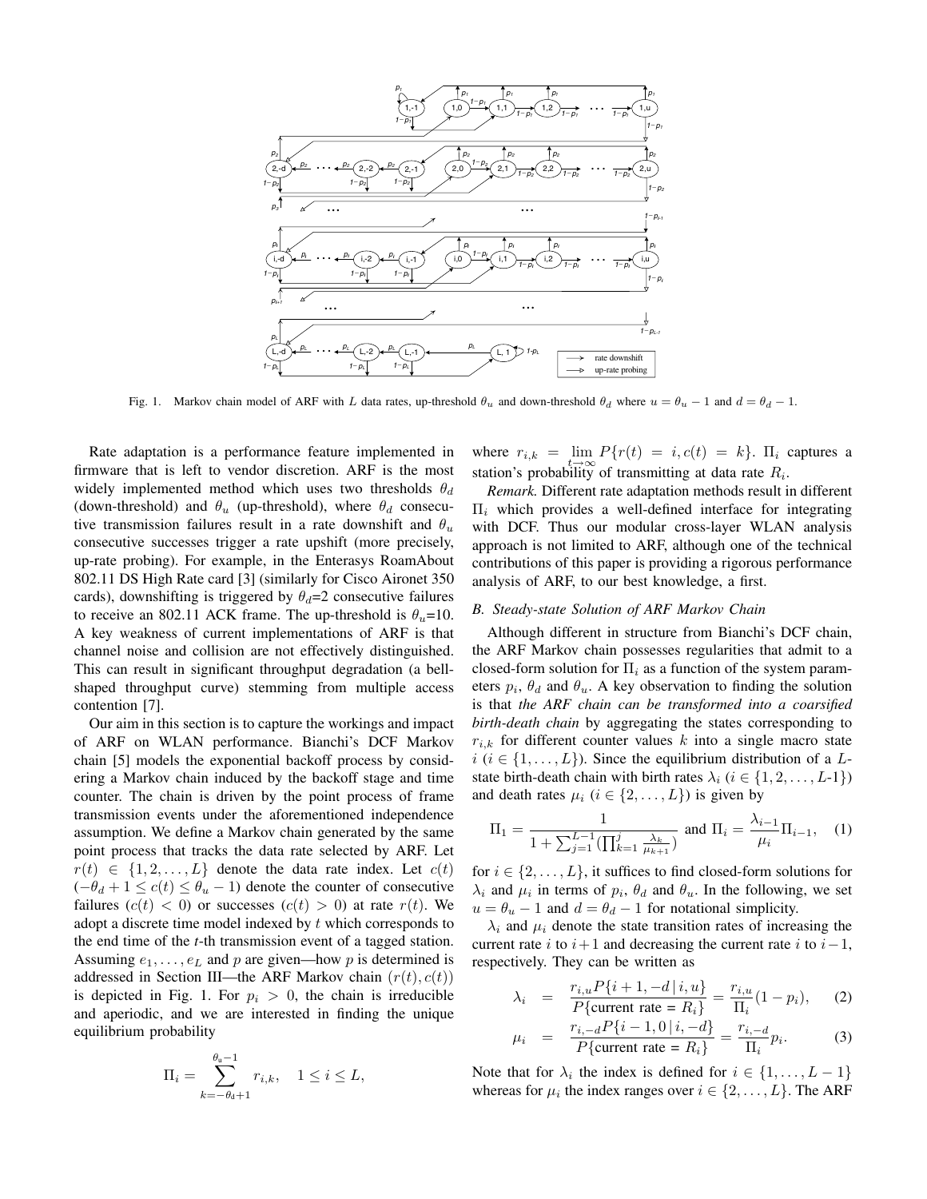Fig. 1. Markov chain model of ARF with $L$ data rates, up-threshold $\theta_u$ and down-threshold $\theta_d$ where $u = \theta_u - 1$ and $d = \theta_d - 1$.

Rate adaptation is a performance feature implemented in firmware that is left to vendor discretion. ARF is the most widely implemented method which uses two thresholds $\theta_d$ (down-threshold) and $\theta_u$ (up-threshold), where $\theta_d$ consecutive transmission failures result in a rate downshift and $\theta_u$ consecutive successes trigger a rate upshift (more precisely, up-rate probing). For example, in the Enterasys RoamAbout 802.11 DS High Rate card [3] (similarly for Cisco Aironet 350 cards), downshifting is triggered by $\theta_d$=2 consecutive failures to receive an 802.11 ACK frame. The up-threshold is $\theta_u$=10. A key weakness of current implementations of ARF is that channel noise and collision are not effectively distinguished. This can result in significant throughput degradation (a bell-shaped throughput curve) stemming from multiple access contention [7].

Our aim in this section is to capture the workings and impact of ARF on WLAN performance. Bianchi's DCF Markov chain [5] models the exponential backoff process by considering a Markov chain induced by the backoff stage and time counter. The chain is driven by the point process of frame transmission events under the aforementioned independence assumption. We define a Markov chain generated by the same point process that tracks the data rate selected by ARF. Let $r(t) \in \{1, 2, \ldots, L\}$ denote the data rate index. Let $c(t)$ ($-\theta_d + 1 \leq c(t) \leq \theta_u - 1$) denote the counter of consecutive failures ($c(t) < 0$) or successes ($c(t) > 0$) at rate $r(t)$. We adopt a discrete time model indexed by $t$ which corresponds to the end time of the $t$-th transmission event of a tagged station. Assuming $e_1, \ldots, e_L$ and $p$ are given—how $p$ is determined is addressed in Section III—the ARF Markov chain $(r(t), c(t))$ is depicted in Fig. 1. For $p_i > 0$, the chain is irreducible and aperiodic, and we are interested in finding the unique equilibrium probability

$$\Pi_i = \sum_{k=-\theta_d+1}^{\theta_u-1} r_{i,k}, \quad 1 \leq i \leq L,$$

where $r_{i,k} = \lim_{t\to\infty} P\{r(t) = i, c(t) = k\}$. $\Pi_i$ captures a station's probability of transmitting at data rate $R_i$.

*Remark.* Different rate adaptation methods result in different $\Pi_i$ which provides a well-defined interface for integrating with DCF. Thus our modular cross-layer WLAN analysis approach is not limited to ARF, although one of the technical contributions of this paper is providing a rigorous performance analysis of ARF, to our best knowledge, a first.

### B. Steady-state Solution of ARF Markov Chain

Although different in structure from Bianchi's DCF chain, the ARF Markov chain possesses regularities that admit to a closed-form solution for $\Pi_i$ as a function of the system parameters $p_i$, $\theta_d$ and $\theta_u$. A key observation to finding the solution is that *the ARF chain can be transformed into a coarsified birth-death chain* by aggregating the states corresponding to $r_{i,k}$ for different counter values $k$ into a single macro state $i$ ($i \in \{1, \ldots, L\}$). Since the equilibrium distribution of a $L$-state birth-death chain with birth rates $\lambda_i$ ($i \in \{1, 2, \ldots, L\text{-}1\}$) and death rates $\mu_i$ ($i \in \{2, \ldots, L\}$) is given by

$$\Pi_1 = \frac{1}{1 + \sum_{j=1}^{L-1}(\prod_{k=1}^{j} \frac{\lambda_k}{\mu_{k+1}})} \text{ and } \Pi_i = \frac{\lambda_{i-1}}{\mu_i}\Pi_{i-1}, \quad (1)$$

for $i \in \{2, \ldots, L\}$, it suffices to find closed-form solutions for $\lambda_i$ and $\mu_i$ in terms of $p_i$, $\theta_d$ and $\theta_u$. In the following, we set $u = \theta_u - 1$ and $d = \theta_d - 1$ for notational simplicity.

$\lambda_i$ and $\mu_i$ denote the state transition rates of increasing the current rate $i$ to $i+1$ and decreasing the current rate $i$ to $i-1$, respectively. They can be written as

$$\lambda_i = \frac{r_{i,u} P\{i+1, -d \,|\, i, u\}}{P\{\text{current rate} = R_i\}} = \frac{r_{i,u}}{\Pi_i}(1 - p_i), \quad (2)$$

$$\mu_i = \frac{r_{i,-d} P\{i-1, 0 \,|\, i, -d\}}{P\{\text{current rate} = R_i\}} = \frac{r_{i,-d}}{\Pi_i} p_i. \quad (3)$$

Note that for $\lambda_i$ the index is defined for $i \in \{1, \ldots, L-1\}$ whereas for $\mu_i$ the index ranges over $i \in \{2, \ldots, L\}$. The ARF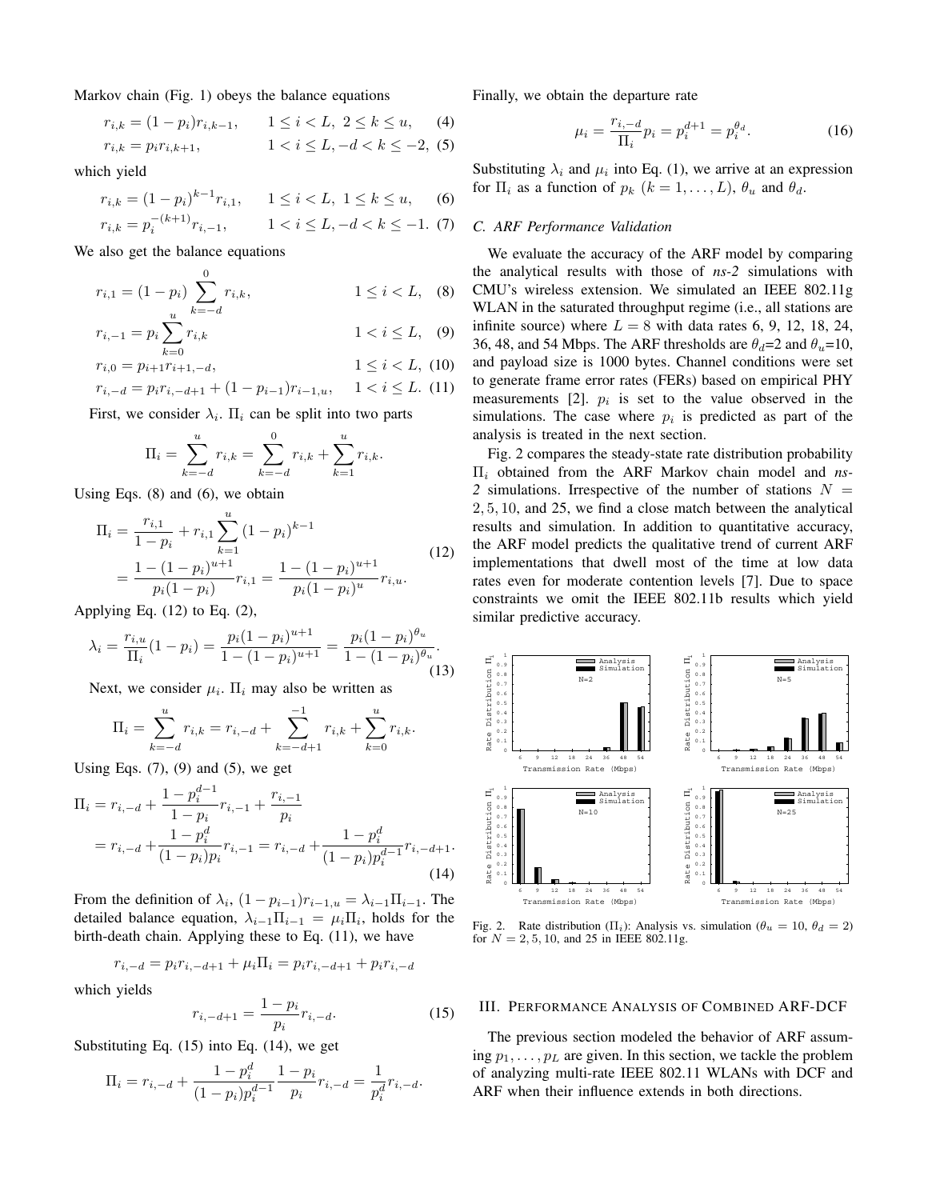Markov chain (Fig. 1) obeys the balance equations

$$r_{i,k} = (1-p_i) r_{i,k-1}, \qquad 1 \le i < L,\ 2 \le k \le u, \quad (4)$$

$$r_{i,k} = p_i r_{i,k+1}, \qquad 1 < i \le L, -d < k \le -2, \quad (5)$$

which yield

$$r_{i,k} = (1-p_i)^{k-1} r_{i,1}, \qquad 1 \le i < L,\ 1 \le k \le u, \quad (6)$$

$$r_{i,k} = p_i^{-(k+1)} r_{i,-1}, \qquad 1 < i \le L, -d < k \le -1. \quad (7)$$

We also get the balance equations

$$r_{i,1} = (1-p_i) \sum_{k=-d}^{0} r_{i,k}, \qquad 1 \le i < L, \quad (8)$$

$$r_{i,-1} = p_i \sum_{k=0}^{u} r_{i,k} \qquad 1 < i \le L, \quad (9)$$

$$r_{i,0} = p_{i+1} r_{i+1,-d}, \qquad 1 \le i < L, \quad (10)$$

$$r_{i,-d} = p_i r_{i,-d+1} + (1-p_{i-1}) r_{i-1,u}, \quad 1 < i \le L. \quad (11)$$

First, we consider $\lambda_i$. $\Pi_i$ can be split into two parts

$$\Pi_i = \sum_{k=-d}^{u} r_{i,k} = \sum_{k=-d}^{0} r_{i,k} + \sum_{k=1}^{u} r_{i,k}.$$

Using Eqs. (8) and (6), we obtain

$$\begin{aligned} \Pi_i &= \frac{r_{i,1}}{1-p_i} + r_{i,1} \sum_{k=1}^{u} (1-p_i)^{k-1} \\ &= \frac{1-(1-p_i)^{u+1}}{p_i(1-p_i)} r_{i,1} = \frac{1-(1-p_i)^{u+1}}{p_i(1-p_i)^u} r_{i,u}. \end{aligned} \quad (12)$$

Applying Eq. (12) to Eq. (2),

$$\lambda_i = \frac{r_{i,u}}{\Pi_i}(1-p_i) = \frac{p_i(1-p_i)^{u+1}}{1-(1-p_i)^{u+1}} = \frac{p_i(1-p_i)^{\theta_u}}{1-(1-p_i)^{\theta_u}}. \quad (13)$$

Next, we consider $\mu_i$. $\Pi_i$ may also be written as

$$\Pi_i = \sum_{k=-d}^{u} r_{i,k} = r_{i,-d} + \sum_{k=-d+1}^{-1} r_{i,k} + \sum_{k=0}^{u} r_{i,k}.$$

Using Eqs. (7), (9) and (5), we get

$$\begin{aligned} \Pi_i &= r_{i,-d} + \frac{1-p_i^{d-1}}{1-p_i} r_{i,-1} + \frac{r_{i,-1}}{p_i} \\ &= r_{i,-d} + \frac{1-p_i^d}{(1-p_i)p_i} r_{i,-1} = r_{i,-d} + \frac{1-p_i^d}{(1-p_i)p_i^{d-1}} r_{i,-d+1}. \end{aligned} \quad (14)$$

From the definition of $\lambda_i$, $(1-p_{i-1}) r_{i-1,u} = \lambda_{i-1}\Pi_{i-1}$. The detailed balance equation, $\lambda_{i-1}\Pi_{i-1} = \mu_i \Pi_i$, holds for the birth-death chain. Applying these to Eq. (11), we have

$$r_{i,-d} = p_i r_{i,-d+1} + \mu_i \Pi_i = p_i r_{i,-d+1} + p_i r_{i,-d}$$

which yields

$$r_{i,-d+1} = \frac{1-p_i}{p_i} r_{i,-d}. \quad (15)$$

Substituting Eq. (15) into Eq. (14), we get

$$\Pi_i = r_{i,-d} + \frac{1-p_i^d}{(1-p_i)p_i^{d-1}} \frac{1-p_i}{p_i} r_{i,-d} = \frac{1}{p_i^d} r_{i,-d}.$$

Finally, we obtain the departure rate

$$\mu_i = \frac{r_{i,-d}}{\Pi_i} p_i = p_i^{d+1} = p_i^{\theta_d}. \quad (16)$$

Substituting $\lambda_i$ and $\mu_i$ into Eq. (1), we arrive at an expression for $\Pi_i$ as a function of $p_k$ $(k = 1, \ldots, L)$, $\theta_u$ and $\theta_d$.

### C. ARF Performance Validation

We evaluate the accuracy of the ARF model by comparing the analytical results with those of *ns-2* simulations with CMU's wireless extension. We simulated an IEEE 802.11g WLAN in the saturated throughput regime (i.e., all stations are infinite source) where $L = 8$ with data rates 6, 9, 12, 18, 24, 36, 48, and 54 Mbps. The ARF thresholds are $\theta_d$=2 and $\theta_u$=10, and payload size is 1000 bytes. Channel conditions were set to generate frame error rates (FERs) based on empirical PHY measurements [2]. $p_i$ is set to the value observed in the simulations. The case where $p_i$ is predicted as part of the analysis is treated in the next section.

Fig. 2 compares the steady-state rate distribution probability $\Pi_i$ obtained from the ARF Markov chain model and *ns-2* simulations. Irrespective of the number of stations $N = 2, 5, 10$, and 25, we find a close match between the analytical results and simulation. In addition to quantitative accuracy, the ARF model predicts the qualitative trend of current ARF implementations that dwell most of the time at low data rates even for moderate contention levels [7]. Due to space constraints we omit the IEEE 802.11b results which yield similar predictive accuracy.

Fig. 2. Rate distribution ($\Pi_i$): Analysis vs. simulation ($\theta_u = 10$, $\theta_d = 2$) for $N = 2, 5, 10$, and 25 in IEEE 802.11g.

## III. Performance Analysis of Combined ARF-DCF

The previous section modeled the behavior of ARF assuming $p_1, \ldots, p_L$ are given. In this section, we tackle the problem of analyzing multi-rate IEEE 802.11 WLANs with DCF and ARF when their influence extends in both directions.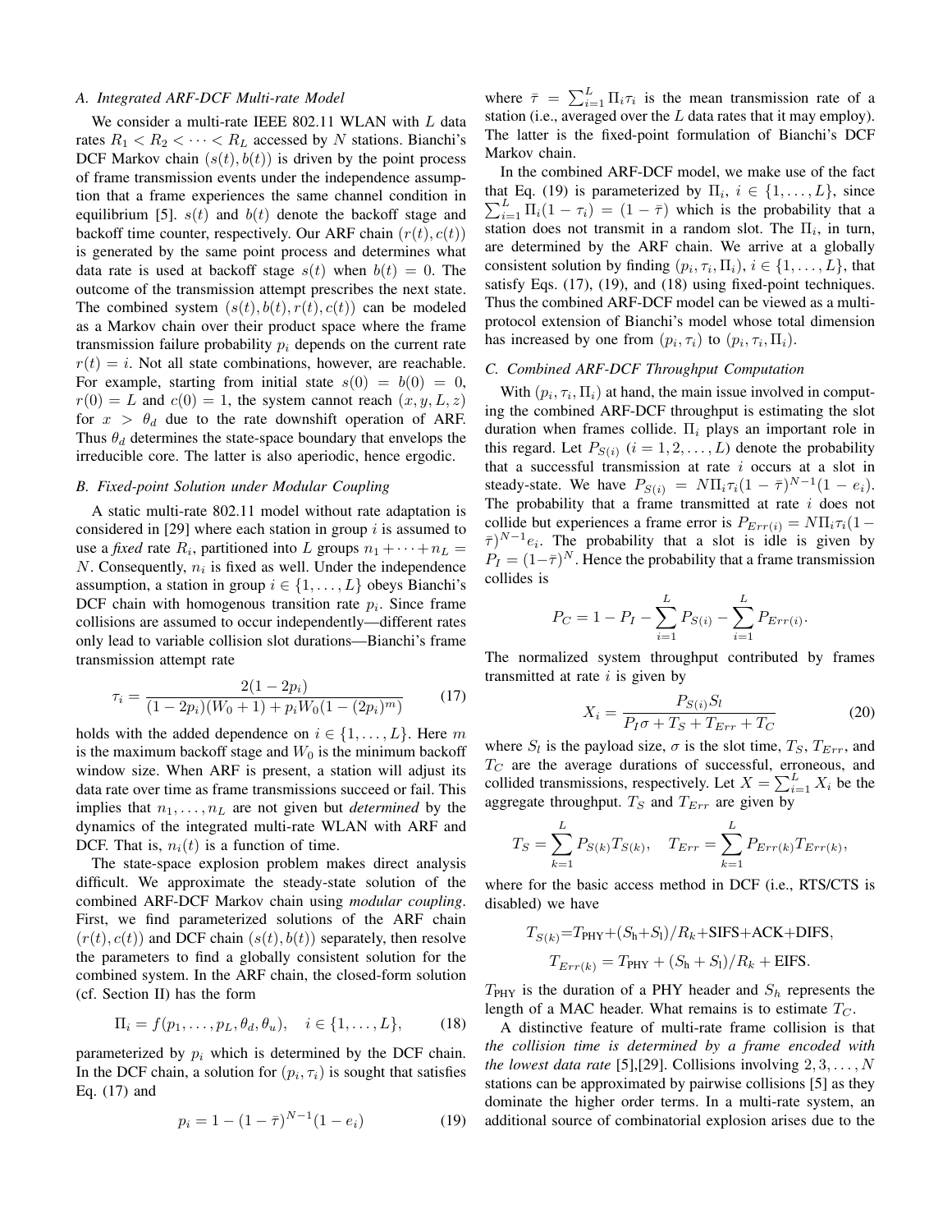### A. Integrated ARF-DCF Multi-rate Model

We consider a multi-rate IEEE 802.11 WLAN with $L$ data rates $R_1 < R_2 < \cdots < R_L$ accessed by $N$ stations. Bianchi's DCF Markov chain $(s(t), b(t))$ is driven by the point process of frame transmission events under the independence assumption that a frame experiences the same channel condition in equilibrium [5]. $s(t)$ and $b(t)$ denote the backoff stage and backoff time counter, respectively. Our ARF chain $(r(t), c(t))$ is generated by the same point process and determines what data rate is used at backoff stage $s(t)$ when $b(t) = 0$. The outcome of the transmission attempt prescribes the next state. The combined system $(s(t), b(t), r(t), c(t))$ can be modeled as a Markov chain over their product space where the frame transmission failure probability $p_i$ depends on the current rate $r(t) = i$. Not all state combinations, however, are reachable. For example, starting from initial state $s(0) = b(0) = 0$, $r(0) = L$ and $c(0) = 1$, the system cannot reach $(x, y, L, z)$ for $x > \theta_d$ due to the rate downshift operation of ARF. Thus $\theta_d$ determines the state-space boundary that envelops the irreducible core. The latter is also aperiodic, hence ergodic.

### B. Fixed-point Solution under Modular Coupling

A static multi-rate 802.11 model without rate adaptation is considered in [29] where each station in group $i$ is assumed to use a *fixed* rate $R_i$, partitioned into $L$ groups $n_1 + \cdots + n_L = N$. Consequently, $n_i$ is fixed as well. Under the independence assumption, a station in group $i \in \{1, \ldots, L\}$ obeys Bianchi's DCF chain with homogenous transition rate $p_i$. Since frame collisions are assumed to occur independently—different rates only lead to variable collision slot durations—Bianchi's frame transmission attempt rate

$$\tau_i = \frac{2(1-2p_i)}{(1-2p_i)(W_0+1) + p_i W_0(1-(2p_i)^m)} \tag{17}$$

holds with the added dependence on $i \in \{1, \ldots, L\}$. Here $m$ is the maximum backoff stage and $W_0$ is the minimum backoff window size. When ARF is present, a station will adjust its data rate over time as frame transmissions succeed or fail. This implies that $n_1, \ldots, n_L$ are not given but *determined* by the dynamics of the integrated multi-rate WLAN with ARF and DCF. That is, $n_i(t)$ is a function of time.

The state-space explosion problem makes direct analysis difficult. We approximate the steady-state solution of the combined ARF-DCF Markov chain using *modular coupling*. First, we find parameterized solutions of the ARF chain $(r(t), c(t))$ and DCF chain $(s(t), b(t))$ separately, then resolve the parameters to find a globally consistent solution for the combined system. In the ARF chain, the closed-form solution (cf. Section II) has the form

$$\Pi_i = f(p_1, \ldots, p_L, \theta_d, \theta_u), \quad i \in \{1, \ldots, L\}, \tag{18}$$

parameterized by $p_i$ which is determined by the DCF chain. In the DCF chain, a solution for $(p_i, \tau_i)$ is sought that satisfies Eq. (17) and

$$p_i = 1 - (1-\bar{\tau})^{N-1}(1-e_i) \tag{19}$$

where $\bar{\tau} = \sum_{i=1}^{L} \Pi_i \tau_i$ is the mean transmission rate of a station (i.e., averaged over the $L$ data rates that it may employ). The latter is the fixed-point formulation of Bianchi's DCF Markov chain.

In the combined ARF-DCF model, we make use of the fact that Eq. (19) is parameterized by $\Pi_i$, $i \in \{1, \ldots, L\}$, since $\sum_{i=1}^{L} \Pi_i(1-\tau_i) = (1-\bar{\tau})$ which is the probability that a station does not transmit in a random slot. The $\Pi_i$, in turn, are determined by the ARF chain. We arrive at a globally consistent solution by finding $(p_i, \tau_i, \Pi_i)$, $i \in \{1, \ldots, L\}$, that satisfy Eqs. (17), (19), and (18) using fixed-point techniques. Thus the combined ARF-DCF model can be viewed as a multi-protocol extension of Bianchi's model whose total dimension has increased by one from $(p_i, \tau_i)$ to $(p_i, \tau_i, \Pi_i)$.

### C. Combined ARF-DCF Throughput Computation

With $(p_i, \tau_i, \Pi_i)$ at hand, the main issue involved in computing the combined ARF-DCF throughput is estimating the slot duration when frames collide. $\Pi_i$ plays an important role in this regard. Let $P_{S(i)}$ $(i = 1, 2, \ldots, L)$ denote the probability that a successful transmission at rate $i$ occurs at a slot in steady-state. We have $P_{S(i)} = N\Pi_i\tau_i(1-\bar{\tau})^{N-1}(1-e_i)$. The probability that a frame transmitted at rate $i$ does not collide but experiences a frame error is $P_{Err(i)} = N\Pi_i\tau_i(1-\bar{\tau})^{N-1}e_i$. The probability that a slot is idle is given by $P_I = (1-\bar{\tau})^N$. Hence the probability that a frame transmission collides is

$$P_C = 1 - P_I - \sum_{i=1}^{L} P_{S(i)} - \sum_{i=1}^{L} P_{Err(i)}.$$

The normalized system throughput contributed by frames transmitted at rate $i$ is given by

$$X_i = \frac{P_{S(i)} S_l}{P_I \sigma + T_S + T_{Err} + T_C} \tag{20}$$

where $S_l$ is the payload size, $\sigma$ is the slot time, $T_S$, $T_{Err}$, and $T_C$ are the average durations of successful, erroneous, and collided transmissions, respectively. Let $X = \sum_{i=1}^{L} X_i$ be the aggregate throughput. $T_S$ and $T_{Err}$ are given by

$$T_S = \sum_{k=1}^{L} P_{S(k)} T_{S(k)}, \quad T_{Err} = \sum_{k=1}^{L} P_{Err(k)} T_{Err(k)},$$

where for the basic access method in DCF (i.e., RTS/CTS is disabled) we have

$$T_{S(k)} = T_{\text{PHY}} + (S_{\text{h}} + S_{\text{l}})/R_k + \text{SIFS} + \text{ACK} + \text{DIFS},$$

$$T_{Err(k)} = T_{\text{PHY}} + (S_{\text{h}} + S_{\text{l}})/R_k + \text{EIFS}.$$

$T_{\text{PHY}}$ is the duration of a PHY header and $S_h$ represents the length of a MAC header. What remains is to estimate $T_C$.

A distinctive feature of multi-rate frame collision is that *the collision time is determined by a frame encoded with the lowest data rate* [5],[29]. Collisions involving $2, 3, \ldots, N$ stations can be approximated by pairwise collisions [5] as they dominate the higher order terms. In a multi-rate system, an additional source of combinatorial explosion arises due to the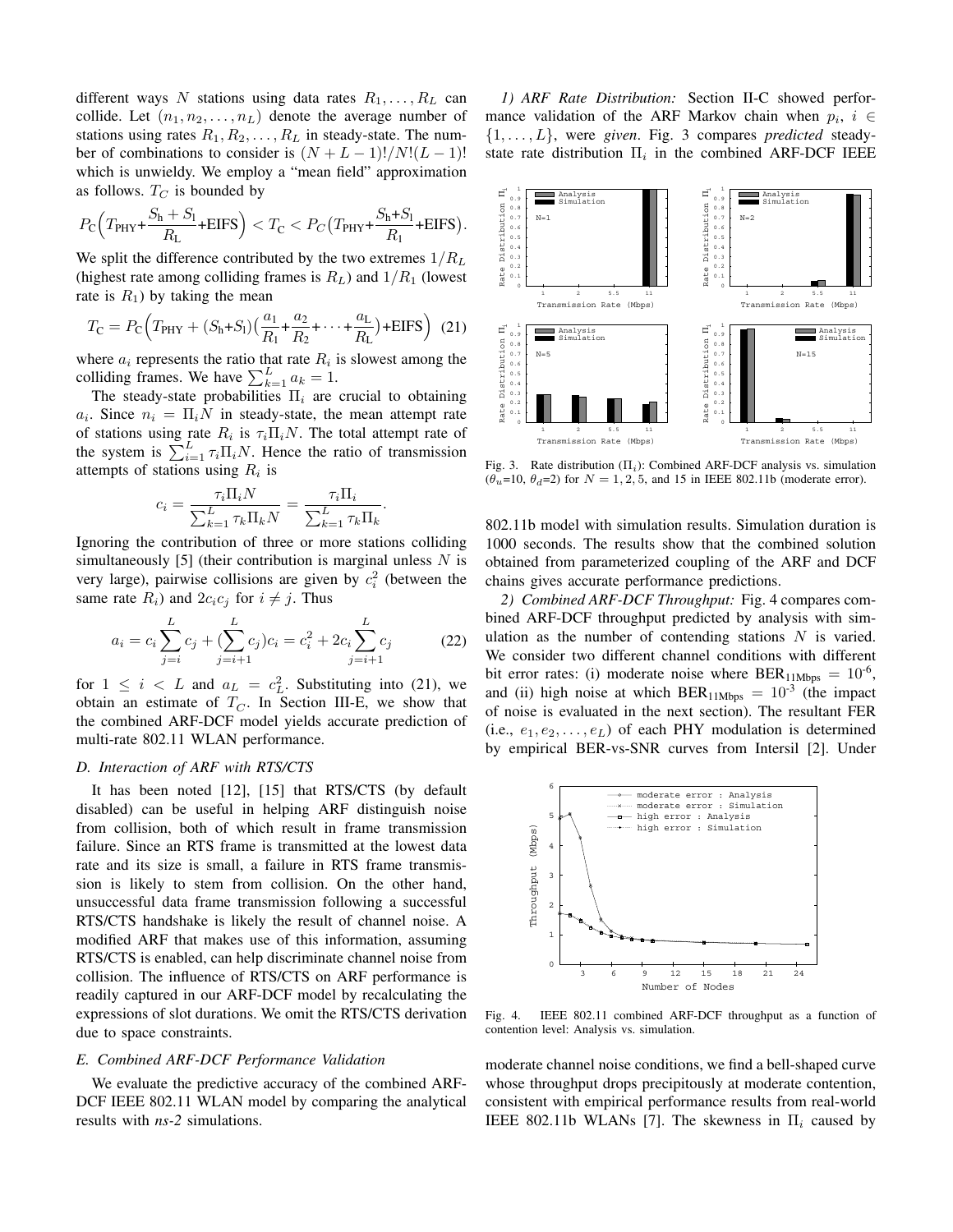different ways $N$ stations using data rates $R_1, \ldots, R_L$ can collide. Let $(n_1, n_2, \ldots, n_L)$ denote the average number of stations using rates $R_1, R_2, \ldots, R_L$ in steady-state. The number of combinations to consider is $(N+L-1)!/N!(L-1)!$ which is unwieldy. We employ a "mean field" approximation as follows. $T_C$ is bounded by

$$P_C\Big(T_{\text{PHY}}+\frac{S_h+S_l}{R_L}+\text{EIFS}\Big) < T_C < P_C\big(T_{\text{PHY}}+\frac{S_h+S_l}{R_1}+\text{EIFS}\big).$$

We split the difference contributed by the two extremes $1/R_L$ (highest rate among colliding frames is $R_L$) and $1/R_1$ (lowest rate is $R_1$) by taking the mean

$$T_C = P_C\Big(T_{\text{PHY}} + (S_h+S_l)\big(\frac{a_1}{R_1}+\frac{a_2}{R_2}+\cdots+\frac{a_L}{R_L}\big)+\text{EIFS}\Big) \quad (21)$$

where $a_i$ represents the ratio that rate $R_i$ is slowest among the colliding frames. We have $\sum_{k=1}^{L} a_k = 1$.

The steady-state probabilities $\Pi_i$ are crucial to obtaining $a_i$. Since $n_i = \Pi_i N$ in steady-state, the mean attempt rate of stations using rate $R_i$ is $\tau_i \Pi_i N$. The total attempt rate of the system is $\sum_{i=1}^{L} \tau_i \Pi_i N$. Hence the ratio of transmission attempts of stations using $R_i$ is

$$c_i = \frac{\tau_i \Pi_i N}{\sum_{k=1}^{L} \tau_k \Pi_k N} = \frac{\tau_i \Pi_i}{\sum_{k=1}^{L} \tau_k \Pi_k}.$$

Ignoring the contribution of three or more stations colliding simultaneously [5] (their contribution is marginal unless $N$ is very large), pairwise collisions are given by $c_i^2$ (between the same rate $R_i$) and $2c_i c_j$ for $i \neq j$. Thus

$$a_i = c_i \sum_{j=i}^{L} c_j + (\sum_{j=i+1}^{L} c_j) c_i = c_i^2 + 2c_i \sum_{j=i+1}^{L} c_j \quad (22)$$

for $1 \leq i < L$ and $a_L = c_L^2$. Substituting into (21), we obtain an estimate of $T_C$. In Section III-E, we show that the combined ARF-DCF model yields accurate prediction of multi-rate 802.11 WLAN performance.

### D. Interaction of ARF with RTS/CTS

It has been noted [12], [15] that RTS/CTS (by default disabled) can be useful in helping ARF distinguish noise from collision, both of which result in frame transmission failure. Since an RTS frame is transmitted at the lowest data rate and its size is small, a failure in RTS frame transmission is likely to stem from collision. On the other hand, unsuccessful data frame transmission following a successful RTS/CTS handshake is likely the result of channel noise. A modified ARF that makes use of this information, assuming RTS/CTS is enabled, can help discriminate channel noise from collision. The influence of RTS/CTS on ARF performance is readily captured in our ARF-DCF model by recalculating the expressions of slot durations. We omit the RTS/CTS derivation due to space constraints.

### E. Combined ARF-DCF Performance Validation

We evaluate the predictive accuracy of the combined ARF-DCF IEEE 802.11 WLAN model by comparing the analytical results with *ns-2* simulations.

*1) ARF Rate Distribution:* Section II-C showed performance validation of the ARF Markov chain when $p_i$, $i \in \{1, \ldots, L\}$, were *given*. Fig. 3 compares *predicted* steady-state rate distribution $\Pi_i$ in the combined ARF-DCF IEEE 802.11b model with simulation results. Simulation duration is 1000 seconds. The results show that the combined solution obtained from parameterized coupling of the ARF and DCF chains gives accurate performance predictions.

Fig. 3. Rate distribution ($\Pi_i$): Combined ARF-DCF analysis vs. simulation ($\theta_u$=10, $\theta_d$=2) for $N = 1, 2, 5$, and 15 in IEEE 802.11b (moderate error).

*2) Combined ARF-DCF Throughput:* Fig. 4 compares combined ARF-DCF throughput predicted by analysis with simulation as the number of contending stations $N$ is varied. We consider two different channel conditions with different bit error rates: (i) moderate noise where $\text{BER}_{\text{11Mbps}} = 10^{-6}$, and (ii) high noise at which $\text{BER}_{\text{11Mbps}} = 10^{-3}$ (the impact of noise is evaluated in the next section). The resultant FER (i.e., $e_1, e_2, \ldots, e_L$) of each PHY modulation is determined by empirical BER-vs-SNR curves from Intersil [2]. Under moderate channel noise conditions, we find a bell-shaped curve whose throughput drops precipitously at moderate contention, consistent with empirical performance results from real-world IEEE 802.11b WLANs [7]. The skewness in $\Pi_i$ caused by

Fig. 4. IEEE 802.11 combined ARF-DCF throughput as a function of contention level: Analysis vs. simulation.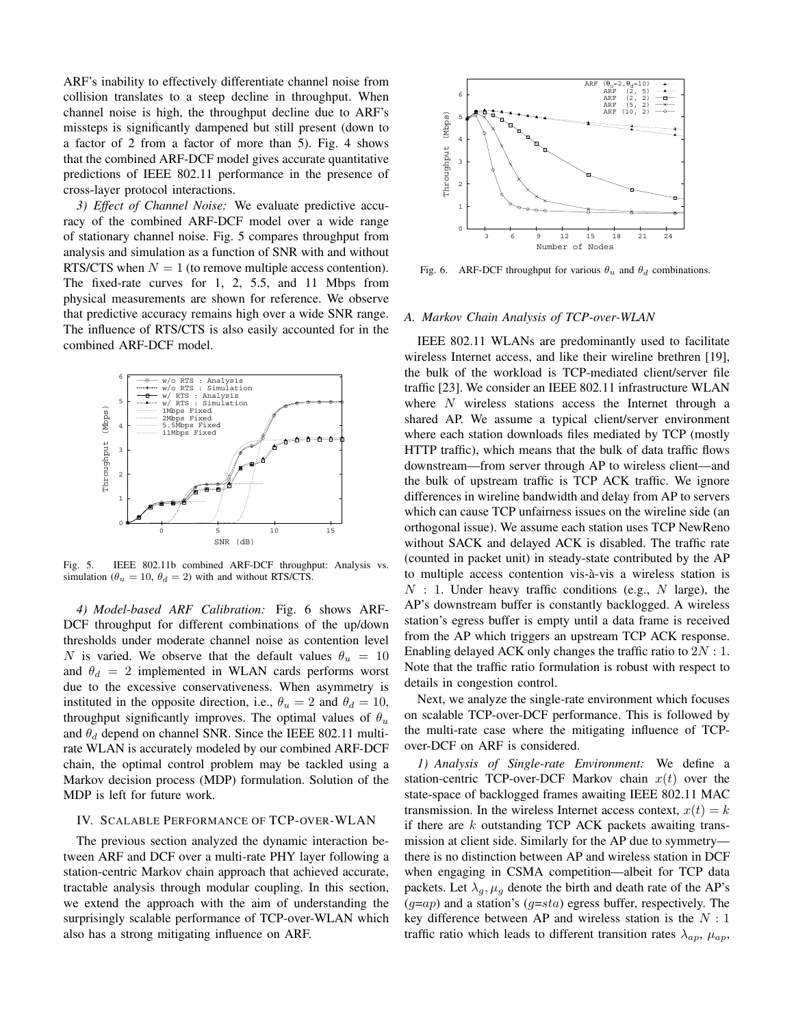ARF's inability to effectively differentiate channel noise from collision translates to a steep decline in throughput. When channel noise is high, the throughput decline due to ARF's missteps is significantly dampened but still present (down to a factor of 2 from a factor of more than 5). Fig. 4 shows that the combined ARF-DCF model gives accurate quantitative predictions of IEEE 802.11 performance in the presence of cross-layer protocol interactions.

*3) Effect of Channel Noise:* We evaluate predictive accuracy of the combined ARF-DCF model over a wide range of stationary channel noise. Fig. 5 compares throughput from analysis and simulation as a function of SNR with and without RTS/CTS when $N = 1$ (to remove multiple access contention). The fixed-rate curves for 1, 2, 5.5, and 11 Mbps from physical measurements are shown for reference. We observe that predictive accuracy remains high over a wide SNR range. The influence of RTS/CTS is also easily accounted for in the combined ARF-DCF model.

Fig. 5. IEEE 802.11b combined ARF-DCF throughput: Analysis vs. simulation ($\theta_u = 10$, $\theta_d = 2$) with and without RTS/CTS.

*4) Model-based ARF Calibration:* Fig. 6 shows ARF-DCF throughput for different combinations of the up/down thresholds under moderate channel noise as contention level $N$ is varied. We observe that the default values $\theta_u = 10$ and $\theta_d = 2$ implemented in WLAN cards performs worst due to the excessive conservativeness. When asymmetry is instituted in the opposite direction, i.e., $\theta_u = 2$ and $\theta_d = 10$, throughput significantly improves. The optimal values of $\theta_u$ and $\theta_d$ depend on channel SNR. Since the IEEE 802.11 multi-rate WLAN is accurately modeled by our combined ARF-DCF chain, the optimal control problem may be tackled using a Markov decision process (MDP) formulation. Solution of the MDP is left for future work.

## IV. Scalable Performance of TCP-over-WLAN

The previous section analyzed the dynamic interaction between ARF and DCF over a multi-rate PHY layer following a station-centric Markov chain approach that achieved accurate, tractable analysis through modular coupling. In this section, we extend the approach with the aim of understanding the surprisingly scalable performance of TCP-over-WLAN which also has a strong mitigating influence on ARF.

Fig. 6. ARF-DCF throughput for various $\theta_u$ and $\theta_d$ combinations.

### A. Markov Chain Analysis of TCP-over-WLAN

IEEE 802.11 WLANs are predominantly used to facilitate wireless Internet access, and like their wireline brethren [19], the bulk of the workload is TCP-mediated client/server file traffic [23]. We consider an IEEE 802.11 infrastructure WLAN where $N$ wireless stations access the Internet through a shared AP. We assume a typical client/server environment where each station downloads files mediated by TCP (mostly HTTP traffic), which means that the bulk of data traffic flows downstream—from server through AP to wireless client—and the bulk of upstream traffic is TCP ACK traffic. We ignore differences in wireline bandwidth and delay from AP to servers which can cause TCP unfairness issues on the wireline side (an orthogonal issue). We assume each station uses TCP NewReno without SACK and delayed ACK is disabled. The traffic rate (counted in packet unit) in steady-state contributed by the AP to multiple access contention vis-à-vis a wireless station is $N : 1$. Under heavy traffic conditions (e.g., $N$ large), the AP's downstream buffer is constantly backlogged. A wireless station's egress buffer is empty until a data frame is received from the AP which triggers an upstream TCP ACK response. Enabling delayed ACK only changes the traffic ratio to $2N : 1$. Note that the traffic ratio formulation is robust with respect to details in congestion control.

Next, we analyze the single-rate environment which focuses on scalable TCP-over-DCF performance. This is followed by the multi-rate case where the mitigating influence of TCP-over-DCF on ARF is considered.

*1) Analysis of Single-rate Environment:* We define a station-centric TCP-over-DCF Markov chain $x(t)$ over the state-space of backlogged frames awaiting IEEE 802.11 MAC transmission. In the wireless Internet access context, $x(t) = k$ if there are $k$ outstanding TCP ACK packets awaiting transmission at client side. Similarly for the AP due to symmetry—there is no distinction between AP and wireless station in DCF when engaging in CSMA competition—albeit for TCP data packets. Let $\lambda_g, \mu_g$ denote the birth and death rate of the AP's ($g$=$ap$) and a station's ($g$=$sta$) egress buffer, respectively. The key difference between AP and wireless station is the $N : 1$ traffic ratio which leads to different transition rates $\lambda_{ap}$, $\mu_{ap}$,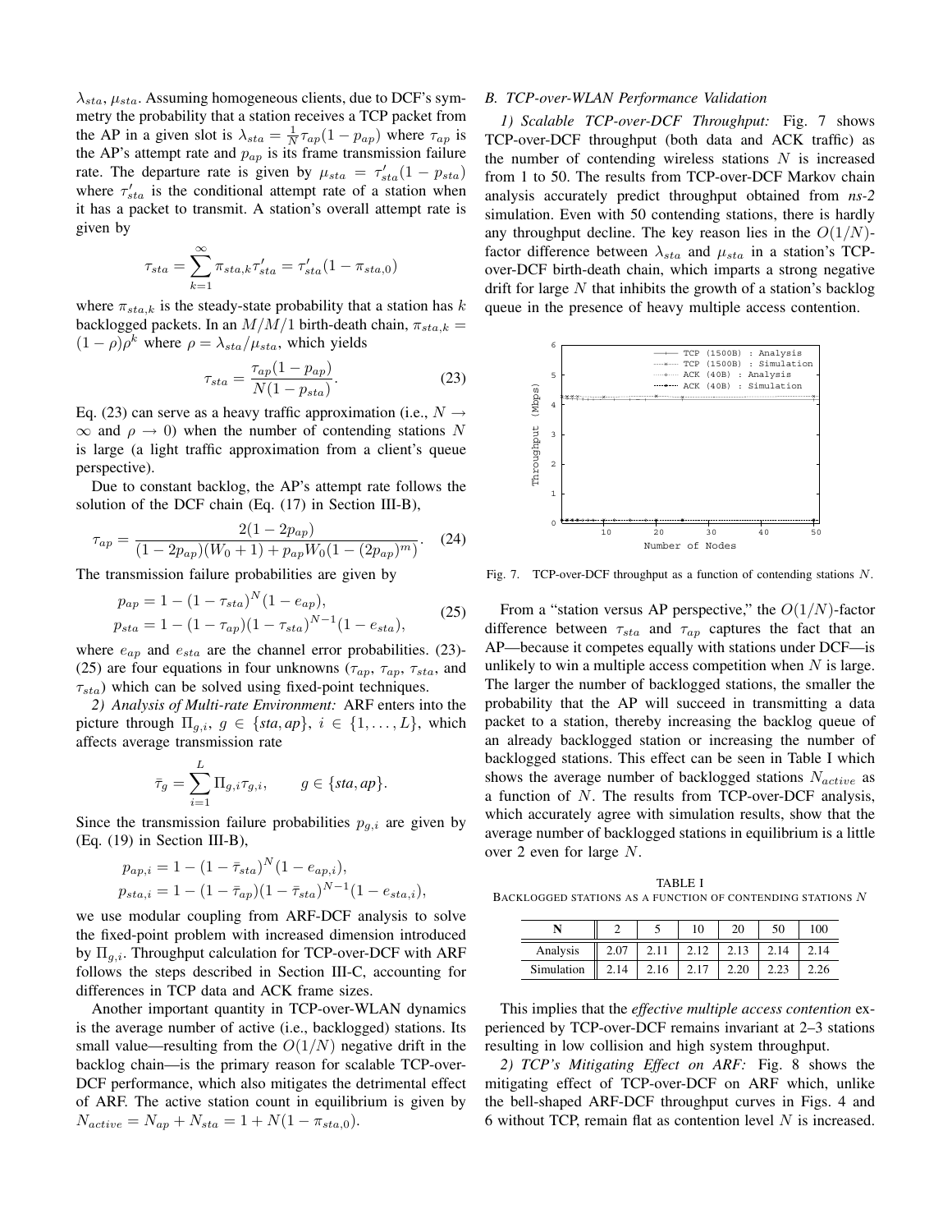$\lambda_{sta}$, $\mu_{sta}$. Assuming homogeneous clients, due to DCF's symmetry the probability that a station receives a TCP packet from the AP in a given slot is $\lambda_{sta} = \frac{1}{N}\tau_{ap}(1-p_{ap})$ where $\tau_{ap}$ is the AP's attempt rate and $p_{ap}$ is its frame transmission failure rate. The departure rate is given by $\mu_{sta} = \tau'_{sta}(1-p_{sta})$ where $\tau'_{sta}$ is the conditional attempt rate of a station when it has a packet to transmit. A station's overall attempt rate is given by

$$\tau_{sta} = \sum_{k=1}^{\infty} \pi_{sta,k}\tau'_{sta} = \tau'_{sta}(1-\pi_{sta,0})$$

where $\pi_{sta,k}$ is the steady-state probability that a station has $k$ backlogged packets. In an $M/M/1$ birth-death chain, $\pi_{sta,k} = (1-\rho)\rho^k$ where $\rho = \lambda_{sta}/\mu_{sta}$, which yields

$$\tau_{sta} = \frac{\tau_{ap}(1-p_{ap})}{N(1-p_{sta})}. \quad (23)$$

Eq. (23) can serve as a heavy traffic approximation (i.e., $N \to \infty$ and $\rho \to 0$) when the number of contending stations $N$ is large (a light traffic approximation from a client's queue perspective).

Due to constant backlog, the AP's attempt rate follows the solution of the DCF chain (Eq. (17) in Section III-B),

$$\tau_{ap} = \frac{2(1-2p_{ap})}{(1-2p_{ap})(W_0+1) + p_{ap}W_0(1-(2p_{ap})^m)}. \quad (24)$$

The transmission failure probabilities are given by

$$\begin{aligned} p_{ap} &= 1-(1-\tau_{sta})^N(1-e_{ap}), \\ p_{sta} &= 1-(1-\tau_{ap})(1-\tau_{sta})^{N-1}(1-e_{sta}), \end{aligned} \quad (25)$$

where $e_{ap}$ and $e_{sta}$ are the channel error probabilities. (23)-(25) are four equations in four unknowns ($\tau_{ap}$, $\tau_{ap}$, $\tau_{sta}$, and $\tau_{sta}$) which can be solved using fixed-point techniques.

*2) Analysis of Multi-rate Environment:* ARF enters into the picture through $\Pi_{g,i}$, $g \in \{sta, ap\}$, $i \in \{1,\ldots,L\}$, which affects average transmission rate

$$\bar{\tau}_g = \sum_{i=1}^{L} \Pi_{g,i}\tau_{g,i}, \qquad g \in \{sta, ap\}.$$

Since the transmission failure probabilities $p_{g,i}$ are given by (Eq. (19) in Section III-B),

$$\begin{aligned} p_{ap,i} &= 1-(1-\bar{\tau}_{sta})^N(1-e_{ap,i}), \\ p_{sta,i} &= 1-(1-\bar{\tau}_{ap})(1-\bar{\tau}_{sta})^{N-1}(1-e_{sta,i}), \end{aligned}$$

we use modular coupling from ARF-DCF analysis to solve the fixed-point problem with increased dimension introduced by $\Pi_{g,i}$. Throughput calculation for TCP-over-DCF with ARF follows the steps described in Section III-C, accounting for differences in TCP data and ACK frame sizes.

Another important quantity in TCP-over-WLAN dynamics is the average number of active (i.e., backlogged) stations. Its small value—resulting from the $O(1/N)$ negative drift in the backlog chain—is the primary reason for scalable TCP-over-DCF performance, which also mitigates the detrimental effect of ARF. The active station count in equilibrium is given by $N_{active} = N_{ap} + N_{sta} = 1 + N(1-\pi_{sta,0})$.

### B. TCP-over-WLAN Performance Validation

*1) Scalable TCP-over-DCF Throughput:* Fig. 7 shows TCP-over-DCF throughput (both data and ACK traffic) as the number of contending wireless stations $N$ is increased from 1 to 50. The results from TCP-over-DCF Markov chain analysis accurately predict throughput obtained from *ns-2* simulation. Even with 50 contending stations, there is hardly any throughput decline. The key reason lies in the $O(1/N)$-factor difference between $\lambda_{sta}$ and $\mu_{sta}$ in a station's TCP-over-DCF birth-death chain, which imparts a strong negative drift for large $N$ that inhibits the growth of a station's backlog queue in the presence of heavy multiple access contention.

Fig. 7. TCP-over-DCF throughput as a function of contending stations $N$.

From a "station versus AP perspective," the $O(1/N)$-factor difference between $\tau_{sta}$ and $\tau_{ap}$ captures the fact that an AP—because it competes equally with stations under DCF—is unlikely to win a multiple access competition when $N$ is large. The larger the number of backlogged stations, the smaller the probability that the AP will succeed in transmitting a data packet to a station, thereby increasing the backlog queue of an already backlogged station or increasing the number of backlogged stations. This effect can be seen in Table I which shows the average number of backlogged stations $N_{active}$ as a function of $N$. The results from TCP-over-DCF analysis, which accurately agree with simulation results, show that the average number of backlogged stations in equilibrium is a little over 2 even for large $N$.

TABLE I
BACKLOGGED STATIONS AS A FUNCTION OF CONTENDING STATIONS $N$

| N | 2 | 5 | 10 | 20 | 50 | 100 |
|---|---|---|---|---|---|---|
| Analysis | 2.07 | 2.11 | 2.12 | 2.13 | 2.14 | 2.14 |
| Simulation | 2.14 | 2.16 | 2.17 | 2.20 | 2.23 | 2.26 |

This implies that the *effective multiple access contention* experienced by TCP-over-DCF remains invariant at 2–3 stations resulting in low collision and high system throughput.

*2) TCP's Mitigating Effect on ARF:* Fig. 8 shows the mitigating effect of TCP-over-DCF on ARF which, unlike the bell-shaped ARF-DCF throughput curves in Figs. 4 and 6 without TCP, remain flat as contention level $N$ is increased.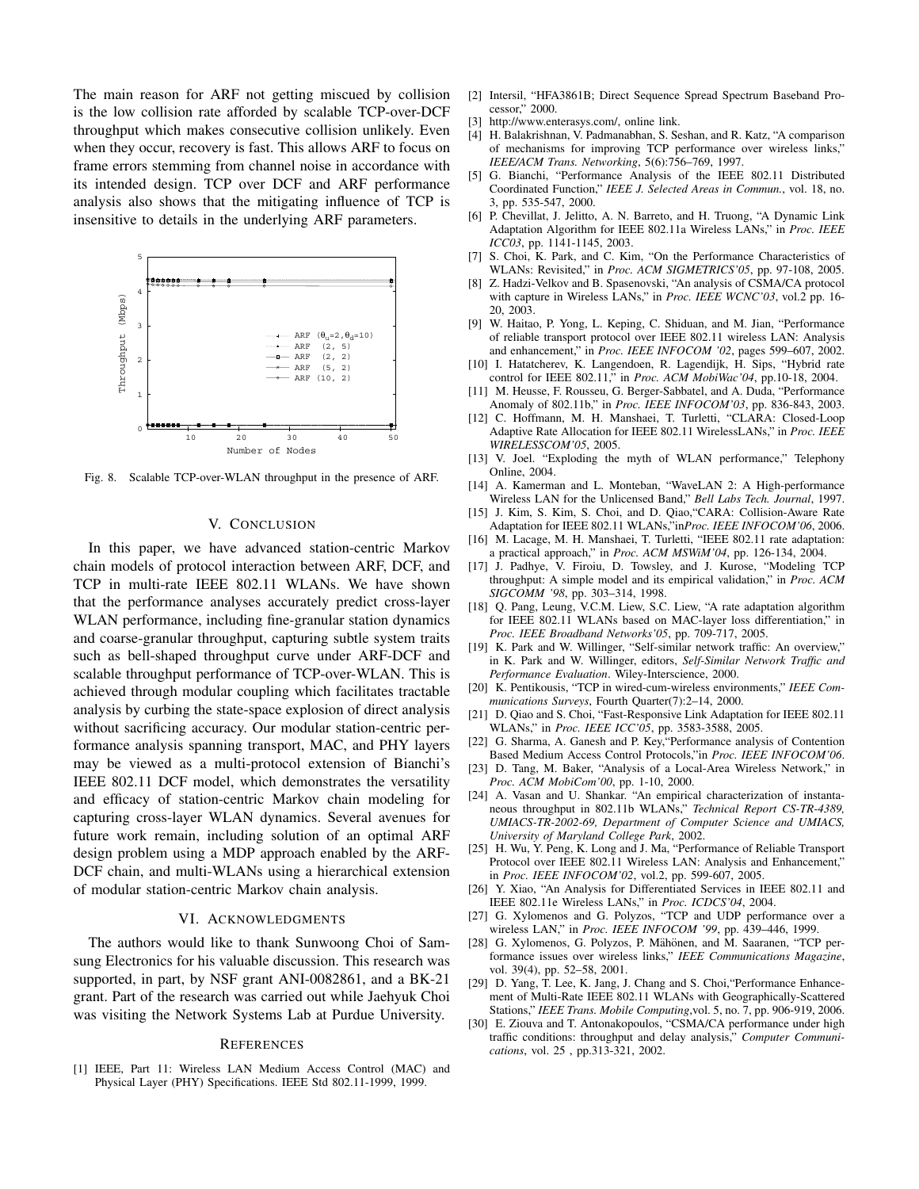The main reason for ARF not getting miscued by collision is the low collision rate afforded by scalable TCP-over-DCF throughput which makes consecutive collision unlikely. Even when they occur, recovery is fast. This allows ARF to focus on frame errors stemming from channel noise in accordance with its intended design. TCP over DCF and ARF performance analysis also shows that the mitigating influence of TCP is insensitive to details in the underlying ARF parameters.

Throughput (Mbps)

Number of Nodes

0
1
2
3
4
5

10
20
30
40
50

ARF ($\theta_u$=2,$\theta_d$=10)
ARF (2, 5)
ARF (2, 2)
ARF (5, 2)
ARF (10, 2)

Fig. 8. Scalable TCP-over-WLAN throughput in the presence of ARF.

## V. Conclusion

In this paper, we have advanced station-centric Markov chain models of protocol interaction between ARF, DCF, and TCP in multi-rate IEEE 802.11 WLANs. We have shown that the performance analyses accurately predict cross-layer WLAN performance, including fine-granular station dynamics and coarse-granular throughput, capturing subtle system traits such as bell-shaped throughput curve under ARF-DCF and scalable throughput performance of TCP-over-WLAN. This is achieved through modular coupling which facilitates tractable analysis by curbing the state-space explosion of direct analysis without sacrificing accuracy. Our modular station-centric performance analysis spanning transport, MAC, and PHY layers may be viewed as a multi-protocol extension of Bianchi's IEEE 802.11 DCF model, which demonstrates the versatility and efficacy of station-centric Markov chain modeling for capturing cross-layer WLAN dynamics. Several avenues for future work remain, including solution of an optimal ARF design problem using a MDP approach enabled by the ARF-DCF chain, and multi-WLANs using a hierarchical extension of modular station-centric Markov chain analysis.

## VI. Acknowledgments

The authors would like to thank Sunwoong Choi of Samsung Electronics for his valuable discussion. This research was supported, in part, by NSF grant ANI-0082861, and a BK-21 grant. Part of the research was carried out while Jaehyuk Choi was visiting the Network Systems Lab at Purdue University.

## References

[1] IEEE, Part 11: Wireless LAN Medium Access Control (MAC) and Physical Layer (PHY) Specifications. IEEE Std 802.11-1999, 1999.

[2] Intersil, "HFA3861B; Direct Sequence Spread Spectrum Baseband Processor," 2000.

[3] http://www.enterasys.com/, online link.

[4] H. Balakrishnan, V. Padmanabhan, S. Seshan, and R. Katz, "A comparison of mechanisms for improving TCP performance over wireless links," *IEEE/ACM Trans. Networking*, 5(6):756–769, 1997.

[5] G. Bianchi, "Performance Analysis of the IEEE 802.11 Distributed Coordinated Function," *IEEE J. Selected Areas in Commun.*, vol. 18, no. 3, pp. 535-547, 2000.

[6] P. Chevillat, J. Jelitto, A. N. Barreto, and H. Truong, "A Dynamic Link Adaptation Algorithm for IEEE 802.11a Wireless LANs," in *Proc. IEEE ICC03*, pp. 1141-1145, 2003.

[7] S. Choi, K. Park, and C. Kim, "On the Performance Characteristics of WLANs: Revisited," in *Proc. ACM SIGMETRICS'05*, pp. 97-108, 2005.

[8] Z. Hadzi-Velkov and B. Spasenovski, "An analysis of CSMA/CA protocol with capture in Wireless LANs," in *Proc. IEEE WCNC'03*, vol.2 pp. 16-20, 2003.

[9] W. Haitao, P. Yong, L. Keping, C. Shiduan, and M. Jian, "Performance of reliable transport protocol over IEEE 802.11 wireless LAN: Analysis and enhancement," in *Proc. IEEE INFOCOM '02*, pages 599–607, 2002.

[10] I. Hatatcherev, K. Langendoen, R. Lagendijk, H. Sips, "Hybrid rate control for IEEE 802.11," in *Proc. ACM MobiWac'04*, pp.10-18, 2004.

[11] M. Heusse, F. Rousseu, G. Berger-Sabbatel, and A. Duda, "Performance Anomaly of 802.11b," in *Proc. IEEE INFOCOM'03*, pp. 836-843, 2003.

[12] C. Hoffmann, M. H. Manshaei, T. Turletti, "CLARA: Closed-Loop Adaptive Rate Allocation for IEEE 802.11 WirelessLANs," in *Proc. IEEE WIRELESSCOM'05*, 2005.

[13] V. Joel. "Exploding the myth of WLAN performance," Telephony Online, 2004.

[14] A. Kamerman and L. Monteban, "WaveLAN 2: A High-performance Wireless LAN for the Unlicensed Band," *Bell Labs Tech. Journal*, 1997.

[15] J. Kim, S. Kim, S. Choi, and D. Qiao,"CARA: Collision-Aware Rate Adaptation for IEEE 802.11 WLANs,"in*Proc. IEEE INFOCOM'06*, 2006.

[16] M. Lacage, M. H. Manshaei, T. Turletti, "IEEE 802.11 rate adaptation: a practical approach," in *Proc. ACM MSWiM'04*, pp. 126-134, 2004.

[17] J. Padhye, V. Firoiu, D. Towsley, and J. Kurose, "Modeling TCP throughput: A simple model and its empirical validation," in *Proc. ACM SIGCOMM '98*, pp. 303–314, 1998.

[18] Q. Pang, Leung, V.C.M. Liew, S.C. Liew, "A rate adaptation algorithm for IEEE 802.11 WLANs based on MAC-layer loss differentiation," in *Proc. IEEE Broadband Networks'05*, pp. 709-717, 2005.

[19] K. Park and W. Willinger, "Self-similar network traffic: An overview," in K. Park and W. Willinger, editors, *Self-Similar Network Traffic and Performance Evaluation*. Wiley-Interscience, 2000.

[20] K. Pentikousis, "TCP in wired-cum-wireless environments," *IEEE Communications Surveys*, Fourth Quarter(7):2–14, 2000.

[21] D. Qiao and S. Choi, "Fast-Responsive Link Adaptation for IEEE 802.11 WLANs," in *Proc. IEEE ICC'05*, pp. 3583-3588, 2005.

[22] G. Sharma, A. Ganesh and P. Key,"Performance analysis of Contention Based Medium Access Control Protocols,"in *Proc. IEEE INFOCOM'06*.

[23] D. Tang, M. Baker, "Analysis of a Local-Area Wireless Network," in *Proc. ACM MobiCom'00*, pp. 1-10, 2000.

[24] A. Vasan and U. Shankar. "An empirical characterization of instantaneous throughput in 802.11b WLANs," *Technical Report CS-TR-4389, UMIACS-TR-2002-69, Department of Computer Science and UMIACS, University of Maryland College Park*, 2002.

[25] H. Wu, Y. Peng, K. Long and J. Ma, "Performance of Reliable Transport Protocol over IEEE 802.11 Wireless LAN: Analysis and Enhancement," in *Proc. IEEE INFOCOM'02*, vol.2, pp. 599-607, 2005.

[26] Y. Xiao, "An Analysis for Differentiated Services in IEEE 802.11 and IEEE 802.11e Wireless LANs," in *Proc. ICDCS'04*, 2004.

[27] G. Xylomenos and G. Polyzos, "TCP and UDP performance over a wireless LAN," in *Proc. IEEE INFOCOM '99*, pp. 439–446, 1999.

[28] G. Xylomenos, G. Polyzos, P. Mähönen, and M. Saaranen, "TCP performance issues over wireless links," *IEEE Communications Magazine*, vol. 39(4), pp. 52–58, 2001.

[29] D. Yang, T. Lee, K. Jang, J. Chang and S. Choi,"Performance Enhancement of Multi-Rate IEEE 802.11 WLANs with Geographically-Scattered Stations," *IEEE Trans. Mobile Computing*,vol. 5, no. 7, pp. 906-919, 2006.

[30] E. Ziouva and T. Antonakopoulos, "CSMA/CA performance under high traffic conditions: throughput and delay analysis," *Computer Communications*, vol. 25 , pp.313-321, 2002.